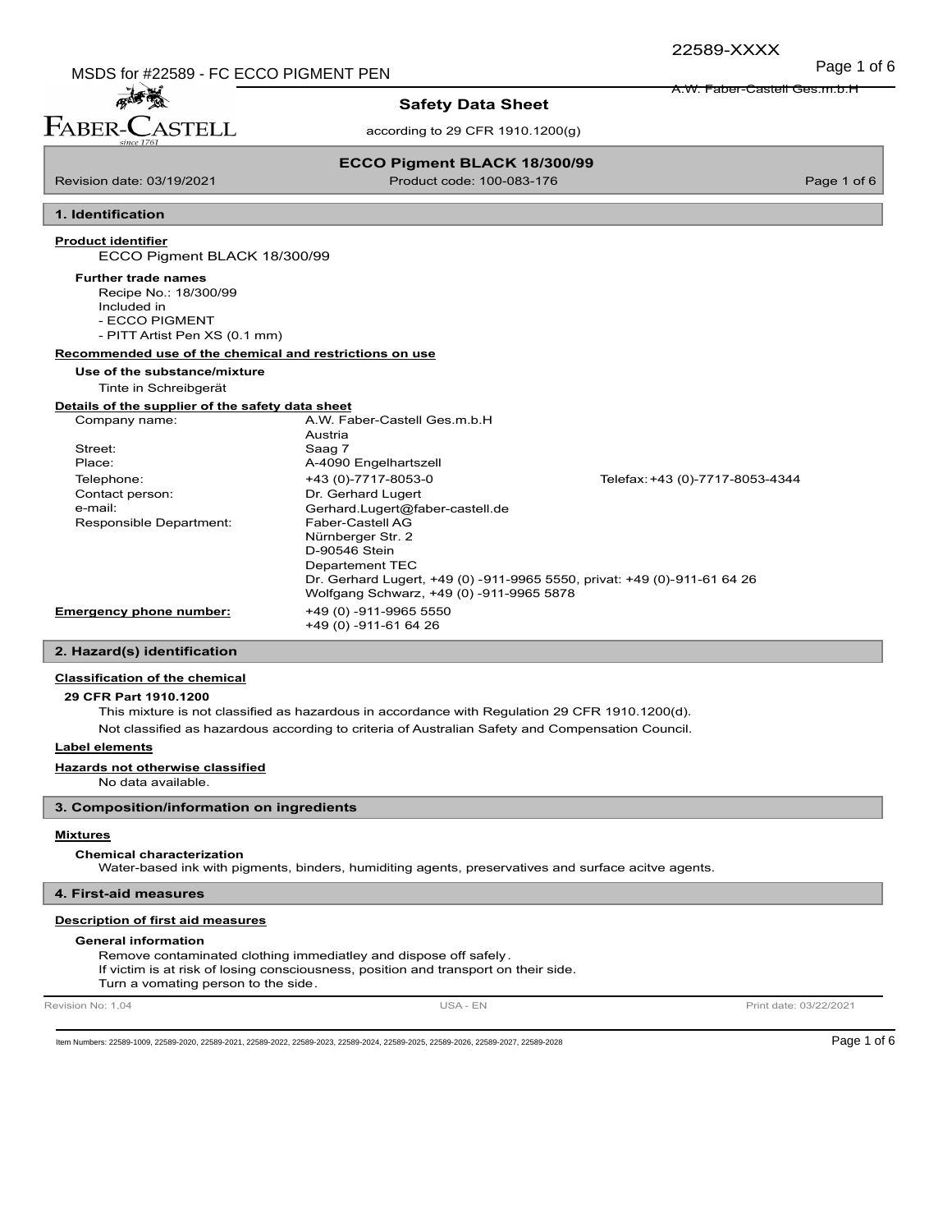# Safety Data Sheet

according to 29 CFR 1910.1200(g)

## ECCO Pigment BLACK 18/300/99

Revision date: 03/19/2021 Product code: 100-083-176

## 1. Identification

**Product identifier**

ECCO Pigment BLACK 18/300/99

**Further trade names**

Recipe No.: 18/300/99
Included in
- ECCO PIGMENT
- PITT Artist Pen XS (0.1 mm)

**Recommended use of the chemical and restrictions on use**

**Use of the substance/mixture**

Tinte in Schreibgerät

**Details of the supplier of the safety data sheet**

| | |
|---|---|
| Company name: | A.W. Faber-Castell Ges.m.b.H Austria |
| Street: | Saag 7 |
| Place: | A-4090 Engelhartszell |
| Telephone: | +43 (0)-7717-8053-0 Telefax: +43 (0)-7717-8053-4344 |
| Contact person: | Dr. Gerhard Lugert |
| e-mail: | Gerhard.Lugert@faber-castell.de |
| Responsible Department: | Faber-Castell AG<br>Nürnberger Str. 2<br>D-90546 Stein<br>Departement TEC<br>Dr. Gerhard Lugert, +49 (0) -911-9965 5550, privat: +49 (0)-911-61 64 26<br>Wolfgang Schwarz, +49 (0) -911-9965 5878 |

**Emergency phone number:** +49 (0) -911-9965 5550
+49 (0) -911-61 64 26

## 2. Hazard(s) identification

**Classification of the chemical**

**29 CFR Part 1910.1200**

This mixture is not classified as hazardous in accordance with Regulation 29 CFR 1910.1200(d).

Not classified as hazardous according to criteria of Australian Safety and Compensation Council.

**Label elements**

**Hazards not otherwise classified**

No data available.

## 3. Composition/information on ingredients

**Mixtures**

**Chemical characterization**

Water-based ink with pigments, binders, humiditing agents, preservatives and surface acitve agents.

## 4. First-aid measures

**Description of first aid measures**

**General information**

Remove contaminated clothing immediatley and dispose off safely.
If victim is at risk of losing consciousness, position and transport on their side.
Turn a vomating person to the side.

Revision No: 1,04 USA - EN Print date: 03/22/2021

Item Numbers: 22589-1009, 22589-2020, 22589-2021, 22589-2022, 22589-2023, 22589-2024, 22589-2025, 22589-2026, 22589-2027, 22589-2028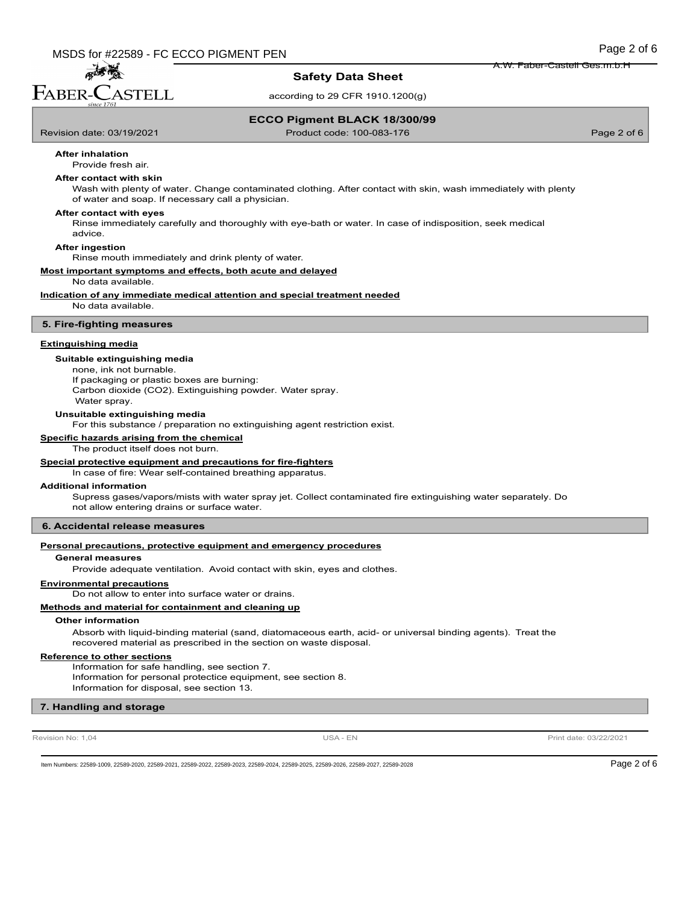**After inhalation**

Provide fresh air.

**After contact with skin**

Wash with plenty of water. Change contaminated clothing. After contact with skin, wash immediately with plenty of water and soap. If necessary call a physician.

**After contact with eyes**

Rinse immediately carefully and thoroughly with eye-bath or water. In case of indisposition, seek medical advice.

**After ingestion**

Rinse mouth immediately and drink plenty of water.

**Most important symptoms and effects, both acute and delayed**

No data available.

**Indication of any immediate medical attention and special treatment needed**

No data available.

## 5. Fire-fighting measures

**Extinguishing media**

**Suitable extinguishing media**

none, ink not burnable.
If packaging or plastic boxes are burning:
Carbon dioxide ($CO_2$). Extinguishing powder. Water spray.
Water spray.

**Unsuitable extinguishing media**

For this substance / preparation no extinguishing agent restriction exist.

**Specific hazards arising from the chemical**

The product itself does not burn.

**Special protective equipment and precautions for fire-fighters**

In case of fire: Wear self-contained breathing apparatus.

**Additional information**

Supress gases/vapors/mists with water spray jet. Collect contaminated fire extinguishing water separately. Do not allow entering drains or surface water.

## 6. Accidental release measures

**Personal precautions, protective equipment and emergency procedures**

**General measures**

Provide adequate ventilation. Avoid contact with skin, eyes and clothes.

**Environmental precautions**

Do not allow to enter into surface water or drains.

**Methods and material for containment and cleaning up**

**Other information**

Absorb with liquid-binding material (sand, diatomaceous earth, acid- or universal binding agents). Treat the recovered material as prescribed in the section on waste disposal.

**Reference to other sections**

Information for safe handling, see section 7.
Information for personal protectice equipment, see section 8.
Information for disposal, see section 13.

## 7. Handling and storage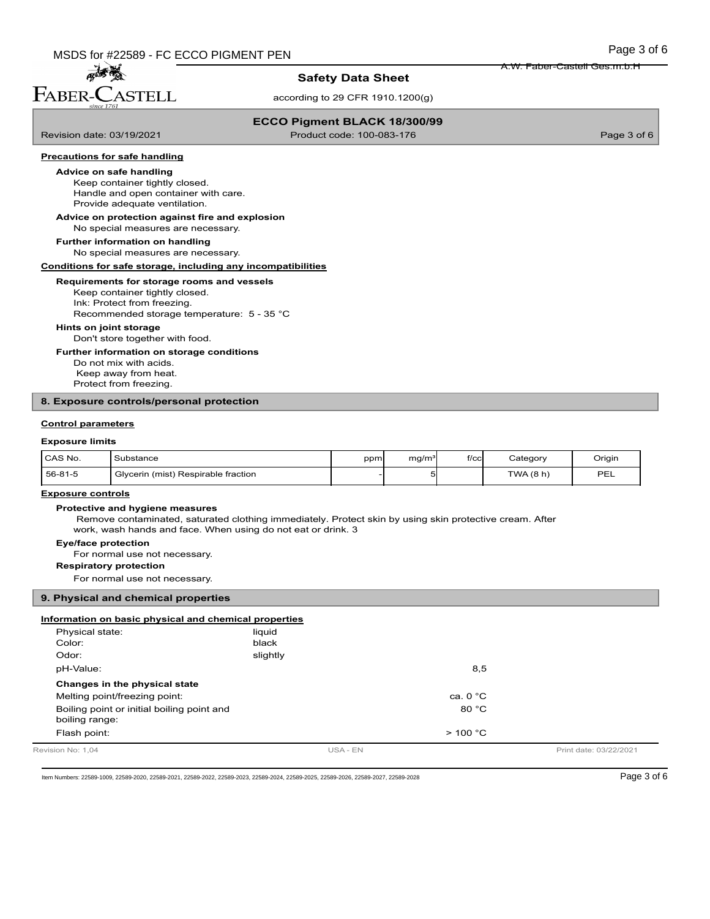#### Precautions for safe handling

**Advice on safe handling**

Keep container tightly closed.
Handle and open container with care.
Provide adequate ventilation.

**Advice on protection against fire and explosion**

No special measures are necessary.

**Further information on handling**

No special measures are necessary.

#### Conditions for safe storage, including any incompatibilities

**Requirements for storage rooms and vessels**

Keep container tightly closed.
Ink: Protect from freezing.
Recommended storage temperature: 5 - 35 °C

**Hints on joint storage**

Don't store together with food.

**Further information on storage conditions**

Do not mix with acids.
Keep away from heat.
Protect from freezing.

## 8. Exposure controls/personal protection

#### Control parameters

**Exposure limits**

| CAS No. | Substance | ppm | mg/m³ | f/cc | Category | Origin |
|---|---|---|---|---|---|---|
| 56-81-5 | Glycerin (mist) Respirable fraction | - | 5 | | TWA (8 h) | PEL |

#### Exposure controls

**Protective and hygiene measures**

Remove contaminated, saturated clothing immediately. Protect skin by using skin protective cream. After work, wash hands and face. When using do not eat or drink. 3

**Eye/face protection**

For normal use not necessary.

**Respiratory protection**

For normal use not necessary.

## 9. Physical and chemical properties

#### Information on basic physical and chemical properties

| | | |
|---|---|---|
| Physical state: | liquid | |
| Color: | black | |
| Odor: | slightly | |
| pH-Value: | | 8,5 |
| **Changes in the physical state** | | |
| Melting point/freezing point: | | ca. 0 °C |
| Boiling point or initial boiling point and boiling range: | | 80 °C |
| Flash point: | | > 100 °C |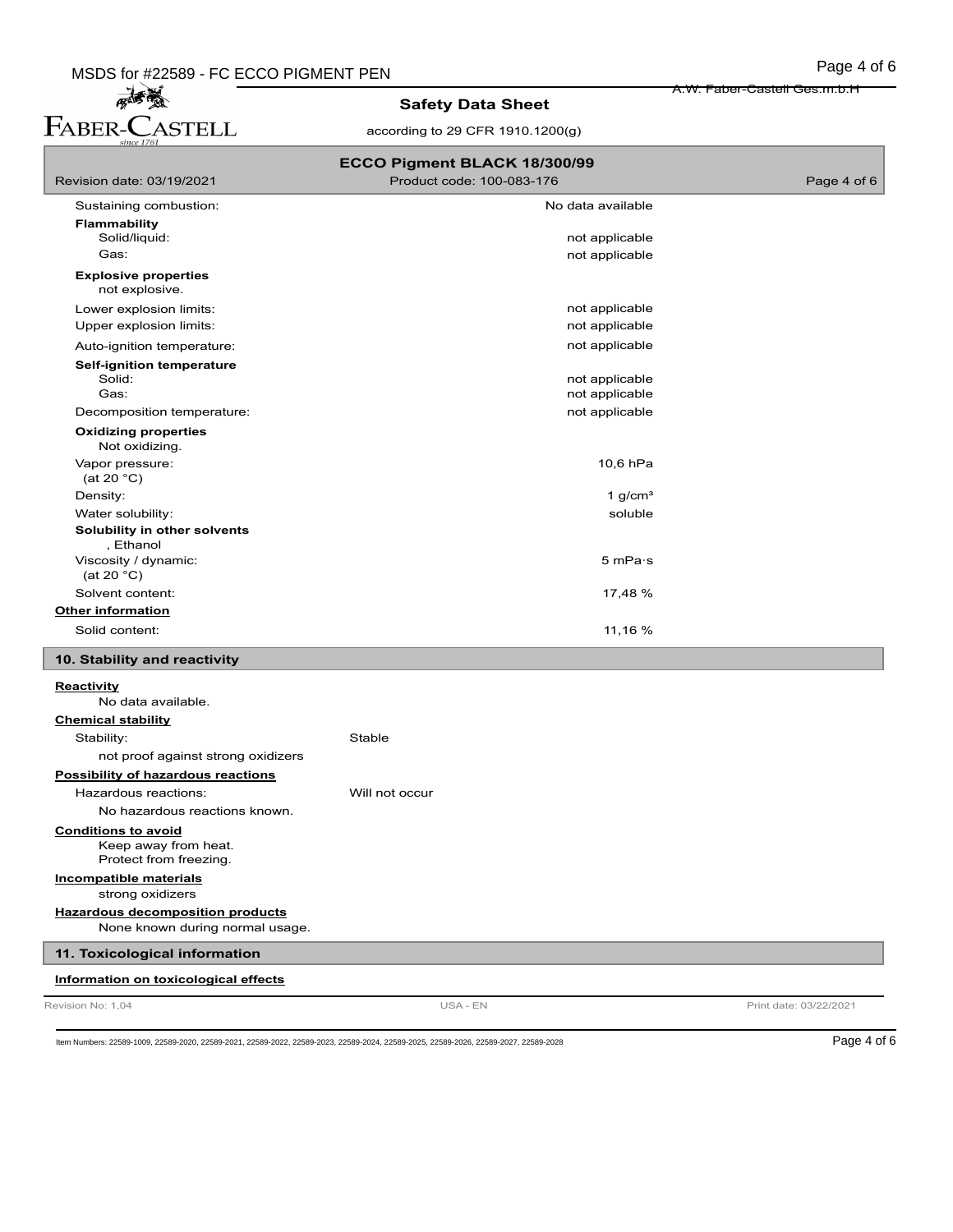| | |
|---|---|
| Sustaining combustion: | No data available |
| **Flammability** | |
| Solid/liquid: | not applicable |
| Gas: | not applicable |
| **Explosive properties** | |
| not explosive. | |
| Lower explosion limits: | not applicable |
| Upper explosion limits: | not applicable |
| Auto-ignition temperature: | not applicable |
| **Self-ignition temperature** | |
| Solid: | not applicable |
| Gas: | not applicable |
| Decomposition temperature: | not applicable |
| **Oxidizing properties** | |
| Not oxidizing. | |
| Vapor pressure: (at 20 °C) | 10,6 hPa |
| Density: | 1 g/cm³ |
| Water solubility: | soluble |
| **Solubility in other solvents** | |
| , Ethanol | |
| Viscosity / dynamic: (at 20 °C) | 5 mPa·s |
| Solvent content: | 17,48 % |

**Other information**

| | |
|---|---|
| Solid content: | 11,16 % |

## 10. Stability and reactivity

**Reactivity**

No data available.

**Chemical stability**

Stability: Stable

not proof against strong oxidizers

**Possibility of hazardous reactions**

Hazardous reactions: Will not occur

No hazardous reactions known.

**Conditions to avoid**

Keep away from heat.
Protect from freezing.

**Incompatible materials**

strong oxidizers

**Hazardous decomposition products**

None known during normal usage.

## 11. Toxicological information

**Information on toxicological effects**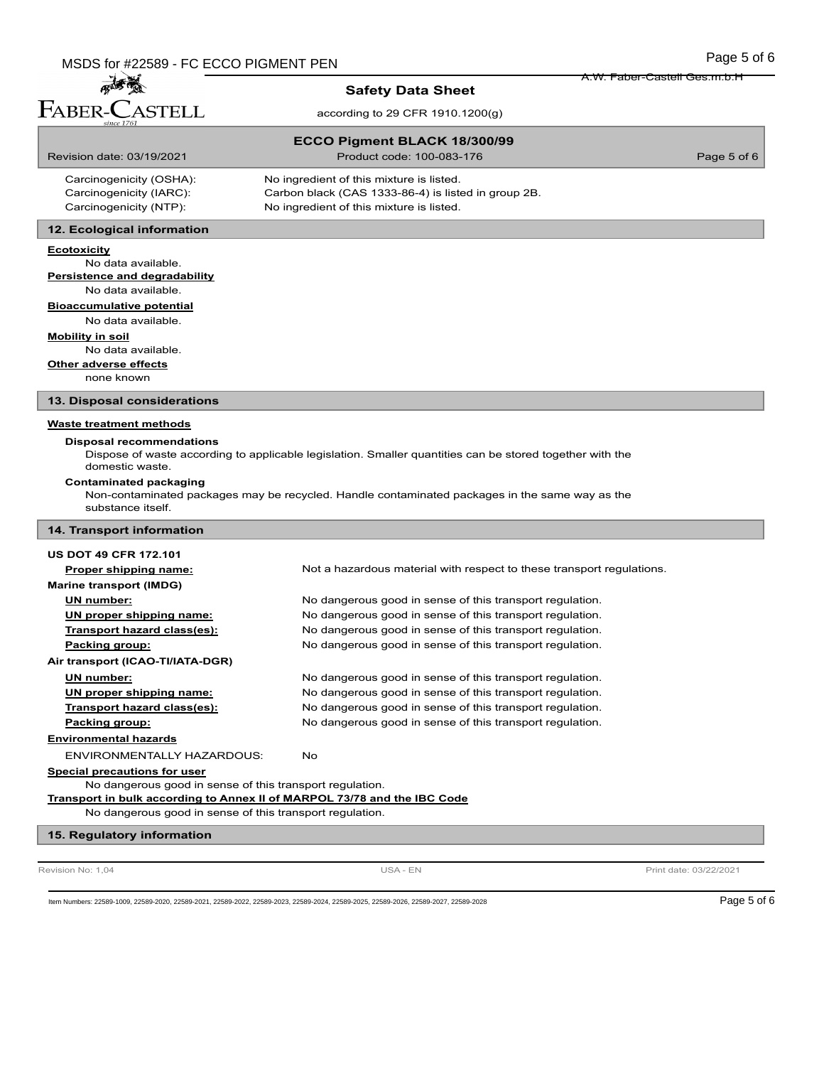| | |
|---|---|
| Carcinogenicity (OSHA): | No ingredient of this mixture is listed. |
| Carcinogenicity (IARC): | Carbon black (CAS 1333-86-4) is listed in group 2B. |
| Carcinogenicity (NTP): | No ingredient of this mixture is listed. |

## 12. Ecological information

**Ecotoxicity**

No data available.

**Persistence and degradability**

No data available.

**Bioaccumulative potential**

No data available.

**Mobility in soil**

No data available.

**Other adverse effects**

none known

## 13. Disposal considerations

**Waste treatment methods**

**Disposal recommendations**

Dispose of waste according to applicable legislation. Smaller quantities can be stored together with the domestic waste.

**Contaminated packaging**

Non-contaminated packages may be recycled. Handle contaminated packages in the same way as the substance itself.

## 14. Transport information

**US DOT 49 CFR 172.101**

| | |
|---|---|
| **Proper shipping name:** | Not a hazardous material with respect to these transport regulations. |

**Marine transport (IMDG)**

| | |
|---|---|
| **UN number:** | No dangerous good in sense of this transport regulation. |
| **UN proper shipping name:** | No dangerous good in sense of this transport regulation. |
| **Transport hazard class(es):** | No dangerous good in sense of this transport regulation. |
| **Packing group:** | No dangerous good in sense of this transport regulation. |

**Air transport (ICAO-TI/IATA-DGR)**

| | |
|---|---|
| **UN number:** | No dangerous good in sense of this transport regulation. |
| **UN proper shipping name:** | No dangerous good in sense of this transport regulation. |
| **Transport hazard class(es):** | No dangerous good in sense of this transport regulation. |
| **Packing group:** | No dangerous good in sense of this transport regulation. |

**Environmental hazards**

ENVIRONMENTALLY HAZARDOUS: No

**Special precautions for user**

No dangerous good in sense of this transport regulation.

**Transport in bulk according to Annex II of MARPOL 73/78 and the IBC Code**

No dangerous good in sense of this transport regulation.

## 15. Regulatory information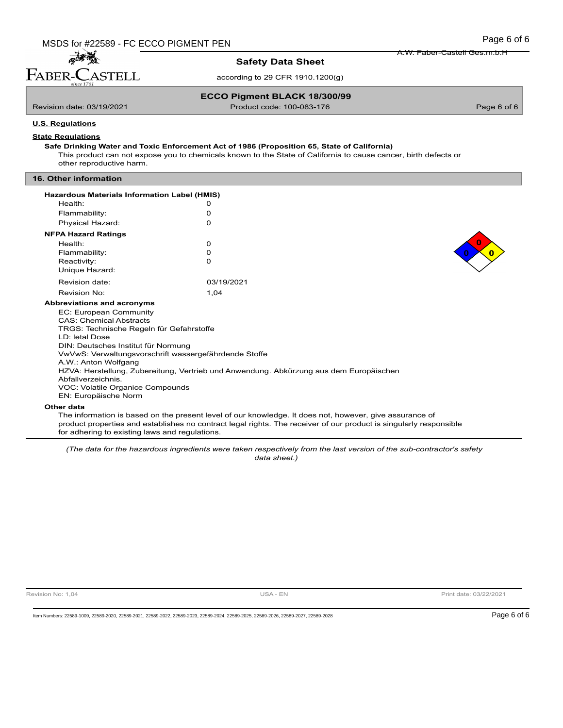## U.S. Regulations

### State Regulations

**Safe Drinking Water and Toxic Enforcement Act of 1986 (Proposition 65, State of California)**

This product can not expose you to chemicals known to the State of California to cause cancer, birth defects or other reproductive harm.

## 16. Other information

**Hazardous Materials Information Label (HMIS)**

| | |
|---|---|
| Health: | 0 |
| Flammability: | 0 |
| Physical Hazard: | 0 |

**NFPA Hazard Ratings**

| | |
|---|---|
| Health: | 0 |
| Flammability: | 0 |
| Reactivity: | 0 |
| Unique Hazard: | |
| Revision date: | 03/19/2021 |
| Revision No: | 1,04 |

**Abbreviations and acronyms**

EC: European Community
CAS: Chemical Abstracts
TRGS: Technische Regeln für Gefahrstoffe
LD: letal Dose
DIN: Deutsches Institut für Normung
VwVwS: Verwaltungsvorschrift wassergefährdende Stoffe
A.W.: Anton Wolfgang
HZVA: Herstellung, Zubereitung, Vertrieb und Anwendung. Abkürzung aus dem Europäischen Abfallverzeichnis.
VOC: Volatile Organice Compounds
EN: Europäische Norm

**Other data**

The information is based on the present level of our knowledge. It does not, however, give assurance of product properties and establishes no contract legal rights. The receiver of our product is singularly responsible for adhering to existing laws and regulations.

*(The data for the hazardous ingredients were taken respectively from the last version of the sub-contractor's safety data sheet.)*

Item Numbers: 22589-1009, 22589-2020, 22589-2021, 22589-2022, 22589-2023, 22589-2024, 22589-2025, 22589-2026, 22589-2027, 22589-2028